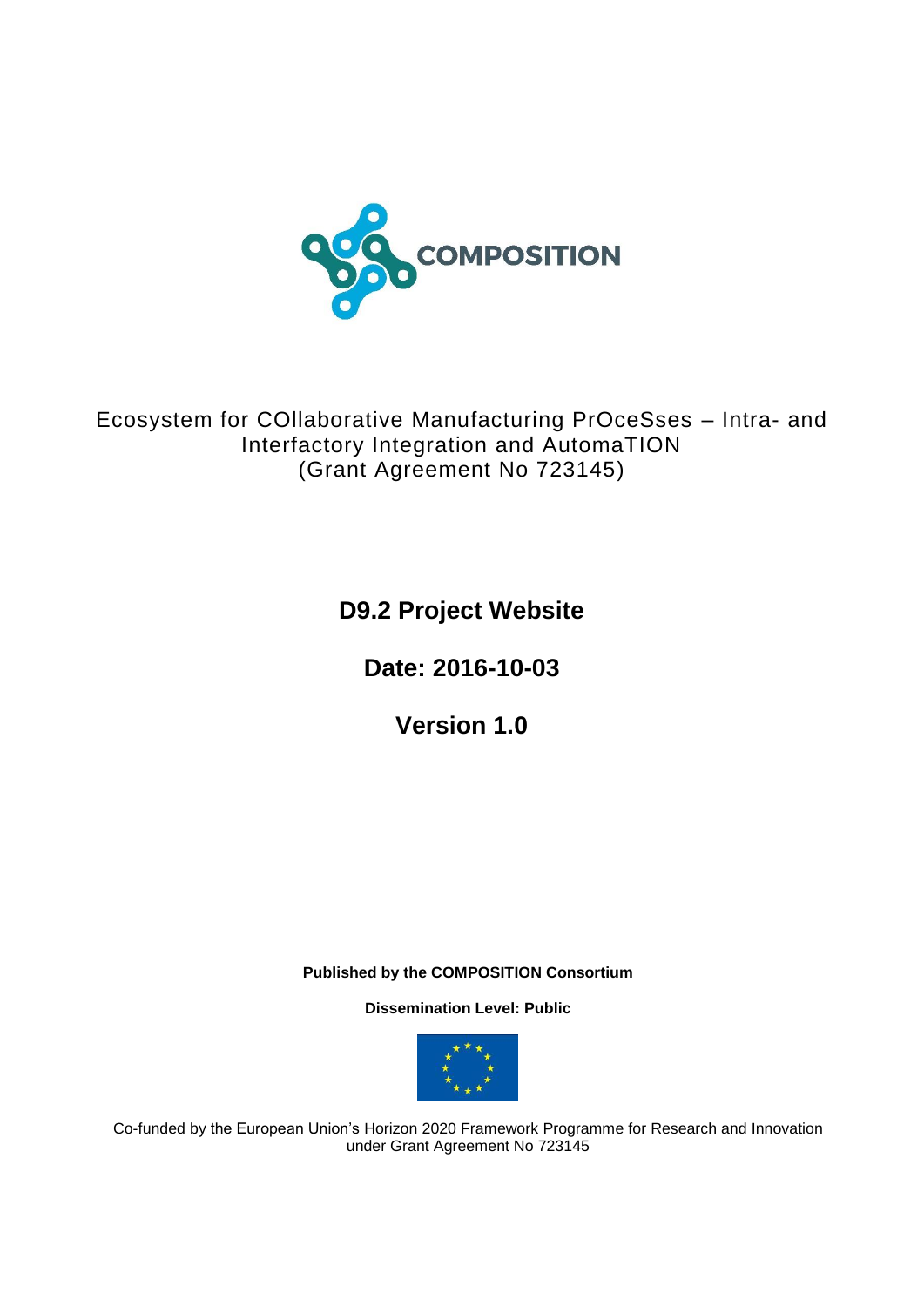COMPOSITION

Ecosystem for COllaborative Manufacturing PrOceSses – Intra- and Interfactory Integration and AutomaTION
(Grant Agreement No 723145)

# D9.2 Project Website

## Date: 2016-10-03

## Version 1.0

**Published by the COMPOSITION Consortium**

**Dissemination Level: Public**

Co-funded by the European Union's Horizon 2020 Framework Programme for Research and Innovation under Grant Agreement No 723145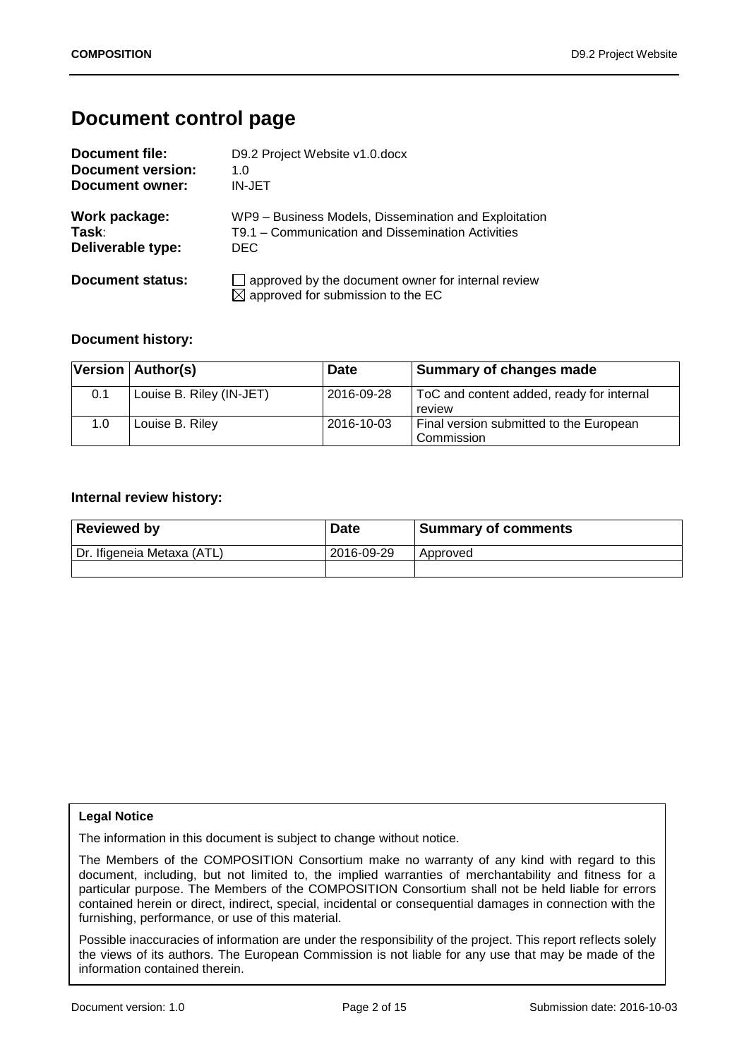# Document control page

| | |
|---|---|
| **Document file:** | D9.2 Project Website v1.0.docx |
| **Document version:** | 1.0 |
| **Document owner:** | IN-JET |
| **Work package:** | WP9 – Business Models, Dissemination and Exploitation |
| **Task**: | T9.1 – Communication and Dissemination Activities |
| **Deliverable type:** | DEC |
| **Document status:** | ☐ approved by the document owner for internal review<br>☒ approved for submission to the EC |

### Document history:

| Version | Author(s) | Date | Summary of changes made |
|---|---|---|---|
| 0.1 | Louise B. Riley (IN-JET) | 2016-09-28 | ToC and content added, ready for internal review |
| 1.0 | Louise B. Riley | 2016-10-03 | Final version submitted to the European Commission |

### Internal review history:

| Reviewed by | Date | Summary of comments |
|---|---|---|
| Dr. Ifigeneia Metaxa (ATL) | 2016-09-29 | Approved |
| | | |

**Legal Notice**

The information in this document is subject to change without notice.

The Members of the COMPOSITION Consortium make no warranty of any kind with regard to this document, including, but not limited to, the implied warranties of merchantability and fitness for a particular purpose. The Members of the COMPOSITION Consortium shall not be held liable for errors contained herein or direct, indirect, special, incidental or consequential damages in connection with the furnishing, performance, or use of this material.

Possible inaccuracies of information are under the responsibility of the project. This report reflects solely the views of its authors. The European Commission is not liable for any use that may be made of the information contained therein.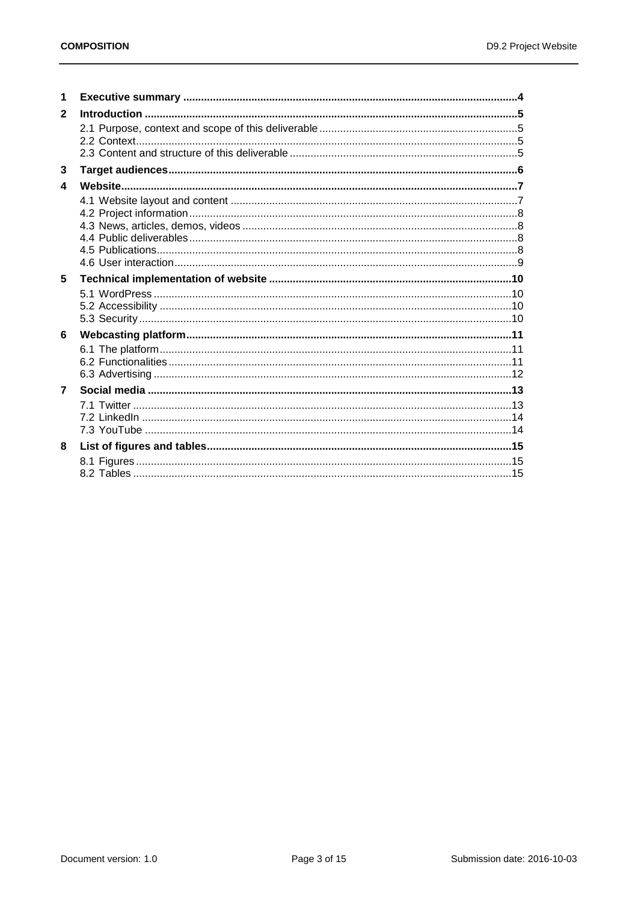1 **Executive summary** ....4

2 **Introduction** ....5

- 2.1 Purpose, context and scope of this deliverable ....5
- 2.2 Context....5
- 2.3 Content and structure of this deliverable ....5

3 **Target audiences**....6

4 **Website**....7

- 4.1 Website layout and content ....7
- 4.2 Project information....8
- 4.3 News, articles, demos, videos ....8
- 4.4 Public deliverables....8
- 4.5 Publications....8
- 4.6 User interaction....9

5 **Technical implementation of website** ....10

- 5.1 WordPress ....10
- 5.2 Accessibility ....10
- 5.3 Security....10

6 **Webcasting platform**....11

- 6.1 The platform....11
- 6.2 Functionalities....11
- 6.3 Advertising ....12

7 **Social media** ....13

- 7.1 Twitter ....13
- 7.2 LinkedIn ....14
- 7.3 YouTube ....14

8 **List of figures and tables**....15

- 8.1 Figures....15
- 8.2 Tables ....15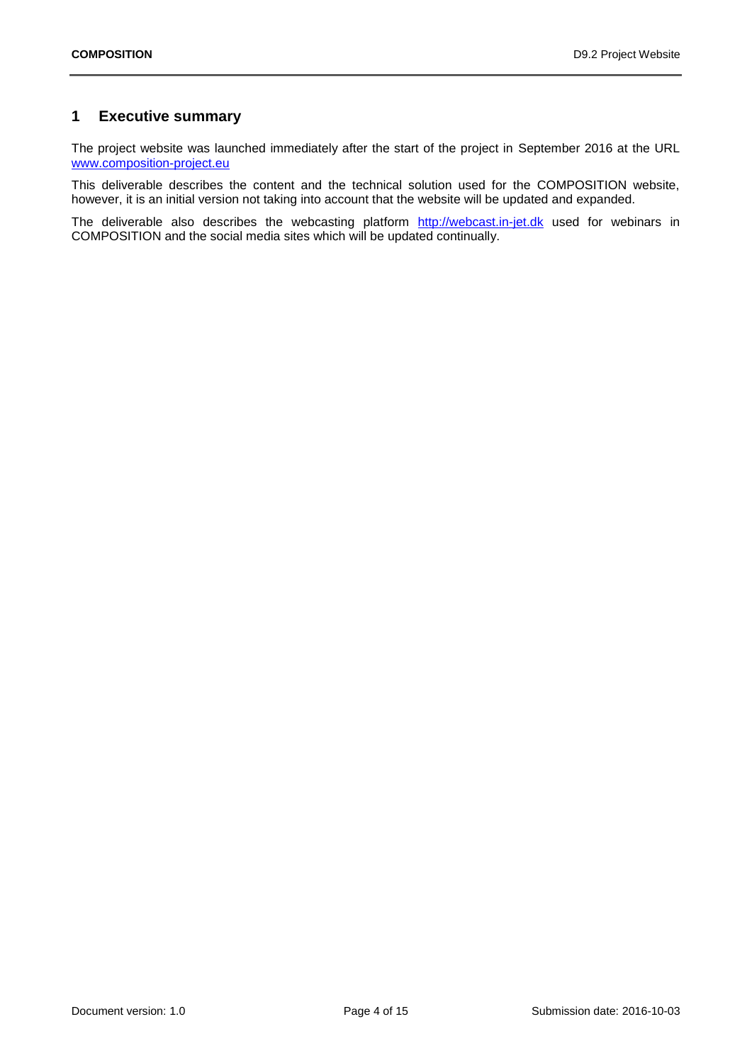# 1 Executive summary

The project website was launched immediately after the start of the project in September 2016 at the URL www.composition-project.eu

This deliverable describes the content and the technical solution used for the COMPOSITION website, however, it is an initial version not taking into account that the website will be updated and expanded.

The deliverable also describes the webcasting platform http://webcast.in-jet.dk used for webinars in COMPOSITION and the social media sites which will be updated continually.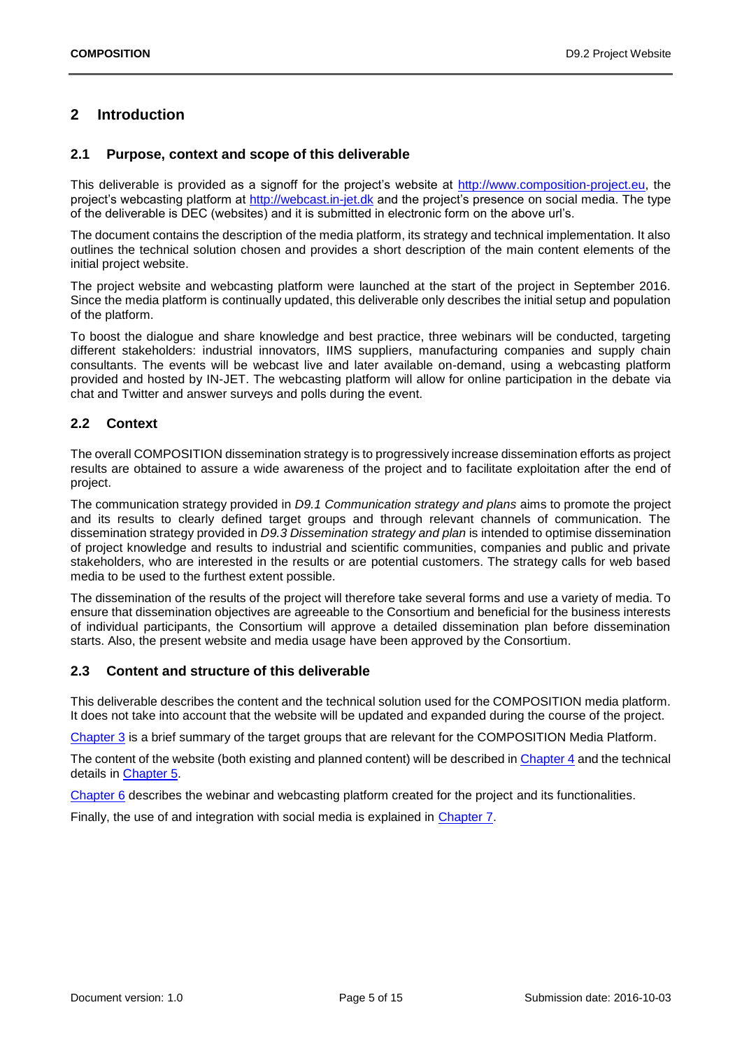# 2 Introduction

## 2.1 Purpose, context and scope of this deliverable

This deliverable is provided as a signoff for the project's website at http://www.composition-project.eu, the project's webcasting platform at http://webcast.in-jet.dk and the project's presence on social media. The type of the deliverable is DEC (websites) and it is submitted in electronic form on the above url's.

The document contains the description of the media platform, its strategy and technical implementation. It also outlines the technical solution chosen and provides a short description of the main content elements of the initial project website.

The project website and webcasting platform were launched at the start of the project in September 2016. Since the media platform is continually updated, this deliverable only describes the initial setup and population of the platform.

To boost the dialogue and share knowledge and best practice, three webinars will be conducted, targeting different stakeholders: industrial innovators, IIMS suppliers, manufacturing companies and supply chain consultants. The events will be webcast live and later available on-demand, using a webcasting platform provided and hosted by IN-JET. The webcasting platform will allow for online participation in the debate via chat and Twitter and answer surveys and polls during the event.

## 2.2 Context

The overall COMPOSITION dissemination strategy is to progressively increase dissemination efforts as project results are obtained to assure a wide awareness of the project and to facilitate exploitation after the end of project.

The communication strategy provided in *D9.1 Communication strategy and plans* aims to promote the project and its results to clearly defined target groups and through relevant channels of communication. The dissemination strategy provided in *D9.3 Dissemination strategy and plan* is intended to optimise dissemination of project knowledge and results to industrial and scientific communities, companies and public and private stakeholders, who are interested in the results or are potential customers. The strategy calls for web based media to be used to the furthest extent possible.

The dissemination of the results of the project will therefore take several forms and use a variety of media. To ensure that dissemination objectives are agreeable to the Consortium and beneficial for the business interests of individual participants, the Consortium will approve a detailed dissemination plan before dissemination starts. Also, the present website and media usage have been approved by the Consortium.

## 2.3 Content and structure of this deliverable

This deliverable describes the content and the technical solution used for the COMPOSITION media platform. It does not take into account that the website will be updated and expanded during the course of the project.

Chapter 3 is a brief summary of the target groups that are relevant for the COMPOSITION Media Platform.

The content of the website (both existing and planned content) will be described in Chapter 4 and the technical details in Chapter 5.

Chapter 6 describes the webinar and webcasting platform created for the project and its functionalities.

Finally, the use of and integration with social media is explained in Chapter 7.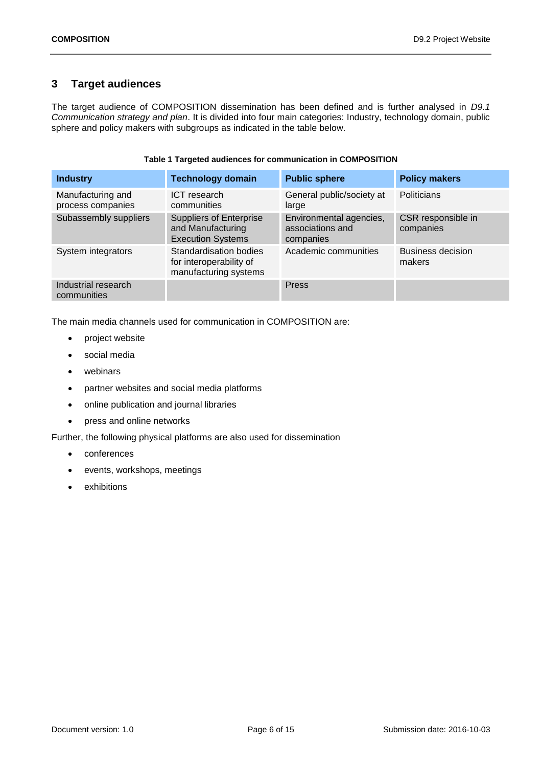# 3 Target audiences

The target audience of COMPOSITION dissemination has been defined and is further analysed in *D9.1 Communication strategy and plan*. It is divided into four main categories: Industry, technology domain, public sphere and policy makers with subgroups as indicated in the table below.

**Table 1 Targeted audiences for communication in COMPOSITION**

| Industry | Technology domain | Public sphere | Policy makers |
|---|---|---|---|
| Manufacturing and process companies | ICT research communities | General public/society at large | Politicians |
| Subassembly suppliers | Suppliers of Enterprise and Manufacturing Execution Systems | Environmental agencies, associations and companies | CSR responsible in companies |
| System integrators | Standardisation bodies for interoperability of manufacturing systems | Academic communities | Business decision makers |
| Industrial research communities | | Press | |

The main media channels used for communication in COMPOSITION are:

- project website
- social media
- webinars
- partner websites and social media platforms
- online publication and journal libraries
- press and online networks

Further, the following physical platforms are also used for dissemination

- conferences
- events, workshops, meetings
- exhibitions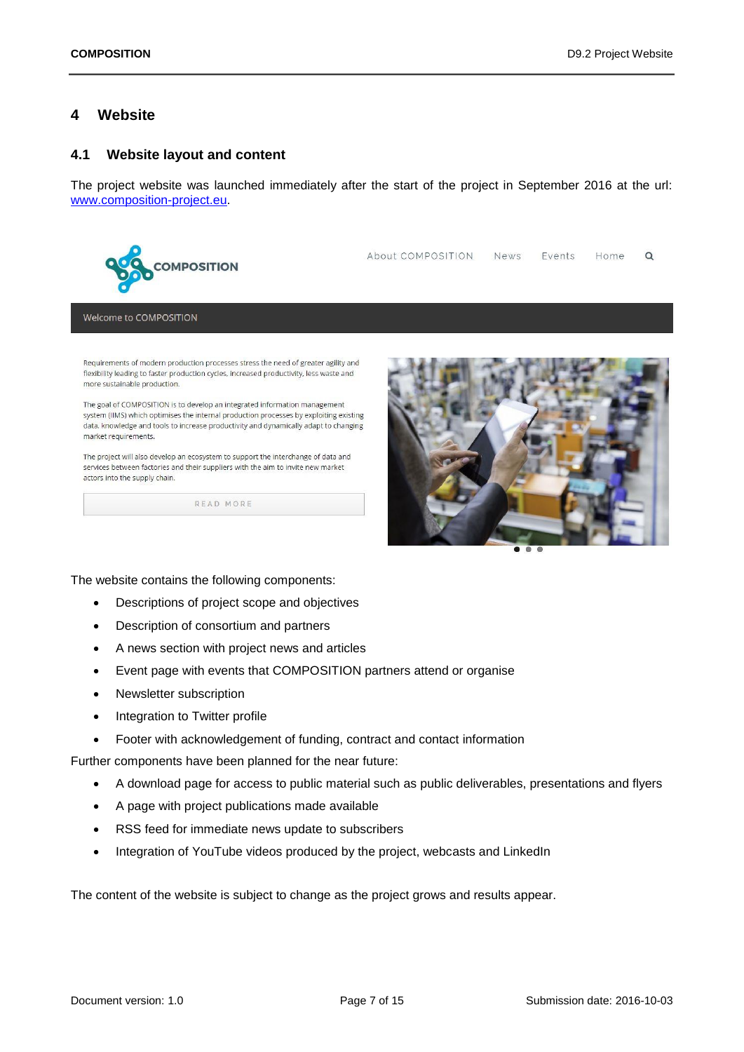# 4 Website

## 4.1 Website layout and content

The project website was launched immediately after the start of the project in September 2016 at the url: www.composition-project.eu.

The website contains the following components:

- Descriptions of project scope and objectives
- Description of consortium and partners
- A news section with project news and articles
- Event page with events that COMPOSITION partners attend or organise
- Newsletter subscription
- Integration to Twitter profile
- Footer with acknowledgement of funding, contract and contact information

Further components have been planned for the near future:

- A download page for access to public material such as public deliverables, presentations and flyers
- A page with project publications made available
- RSS feed for immediate news update to subscribers
- Integration of YouTube videos produced by the project, webcasts and LinkedIn

The content of the website is subject to change as the project grows and results appear.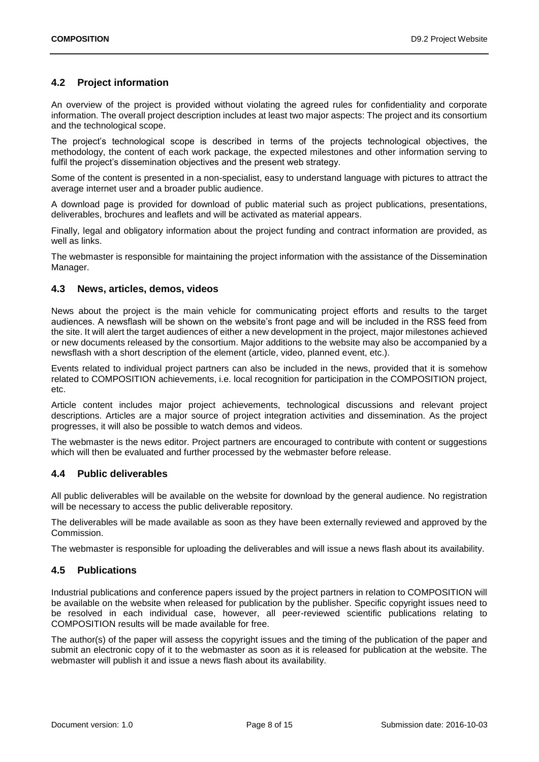## 4.2 Project information

An overview of the project is provided without violating the agreed rules for confidentiality and corporate information. The overall project description includes at least two major aspects: The project and its consortium and the technological scope.

The project's technological scope is described in terms of the projects technological objectives, the methodology, the content of each work package, the expected milestones and other information serving to fulfil the project's dissemination objectives and the present web strategy.

Some of the content is presented in a non-specialist, easy to understand language with pictures to attract the average internet user and a broader public audience.

A download page is provided for download of public material such as project publications, presentations, deliverables, brochures and leaflets and will be activated as material appears.

Finally, legal and obligatory information about the project funding and contract information are provided, as well as links.

The webmaster is responsible for maintaining the project information with the assistance of the Dissemination Manager.

## 4.3 News, articles, demos, videos

News about the project is the main vehicle for communicating project efforts and results to the target audiences. A newsflash will be shown on the website's front page and will be included in the RSS feed from the site. It will alert the target audiences of either a new development in the project, major milestones achieved or new documents released by the consortium. Major additions to the website may also be accompanied by a newsflash with a short description of the element (article, video, planned event, etc.).

Events related to individual project partners can also be included in the news, provided that it is somehow related to COMPOSITION achievements, i.e. local recognition for participation in the COMPOSITION project, etc.

Article content includes major project achievements, technological discussions and relevant project descriptions. Articles are a major source of project integration activities and dissemination. As the project progresses, it will also be possible to watch demos and videos.

The webmaster is the news editor. Project partners are encouraged to contribute with content or suggestions which will then be evaluated and further processed by the webmaster before release.

## 4.4 Public deliverables

All public deliverables will be available on the website for download by the general audience. No registration will be necessary to access the public deliverable repository.

The deliverables will be made available as soon as they have been externally reviewed and approved by the Commission.

The webmaster is responsible for uploading the deliverables and will issue a news flash about its availability.

## 4.5 Publications

Industrial publications and conference papers issued by the project partners in relation to COMPOSITION will be available on the website when released for publication by the publisher. Specific copyright issues need to be resolved in each individual case, however, all peer-reviewed scientific publications relating to COMPOSITION results will be made available for free.

The author(s) of the paper will assess the copyright issues and the timing of the publication of the paper and submit an electronic copy of it to the webmaster as soon as it is released for publication at the website. The webmaster will publish it and issue a news flash about its availability.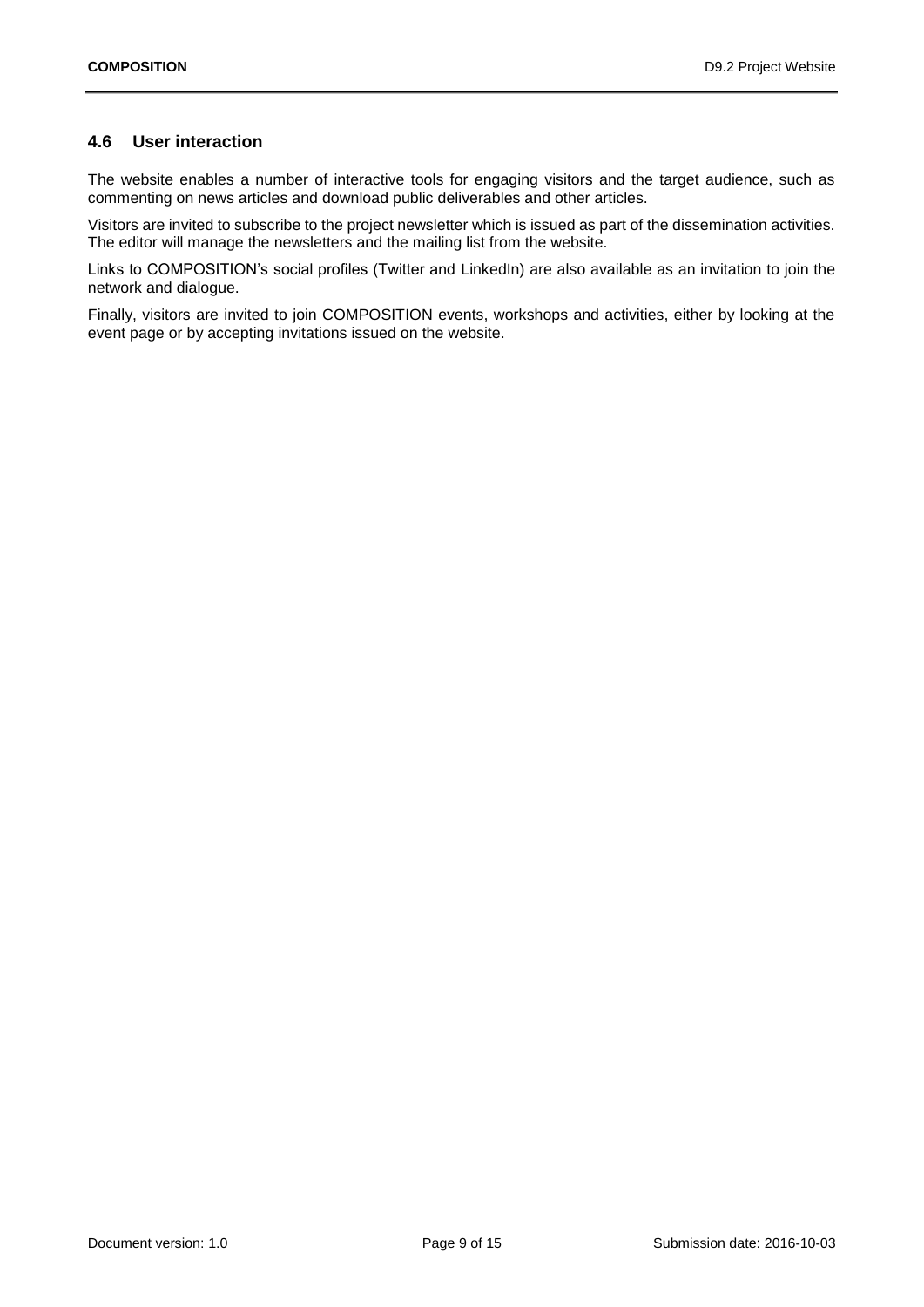## 4.6 User interaction

The website enables a number of interactive tools for engaging visitors and the target audience, such as commenting on news articles and download public deliverables and other articles.

Visitors are invited to subscribe to the project newsletter which is issued as part of the dissemination activities. The editor will manage the newsletters and the mailing list from the website.

Links to COMPOSITION's social profiles (Twitter and LinkedIn) are also available as an invitation to join the network and dialogue.

Finally, visitors are invited to join COMPOSITION events, workshops and activities, either by looking at the event page or by accepting invitations issued on the website.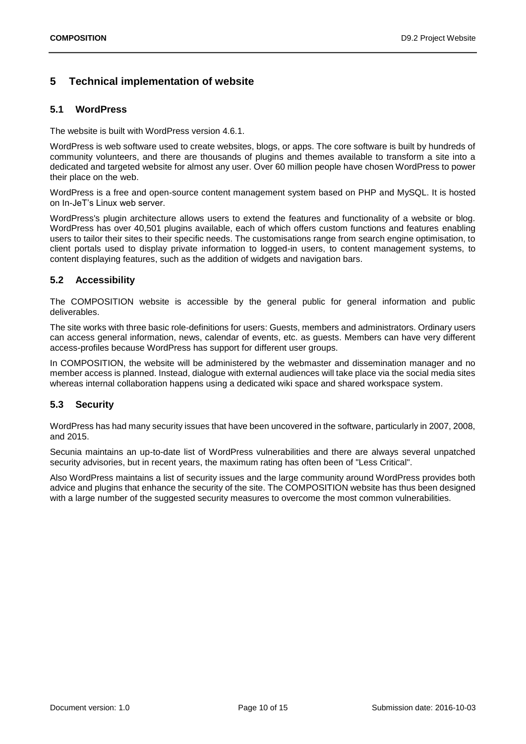# 5 Technical implementation of website

## 5.1 WordPress

The website is built with WordPress version 4.6.1.

WordPress is web software used to create websites, blogs, or apps. The core software is built by hundreds of community volunteers, and there are thousands of plugins and themes available to transform a site into a dedicated and targeted website for almost any user. Over 60 million people have chosen WordPress to power their place on the web.

WordPress is a free and open-source content management system based on PHP and MySQL. It is hosted on In-JeT's Linux web server.

WordPress's plugin architecture allows users to extend the features and functionality of a website or blog. WordPress has over 40,501 plugins available, each of which offers custom functions and features enabling users to tailor their sites to their specific needs. The customisations range from search engine optimisation, to client portals used to display private information to logged-in users, to content management systems, to content displaying features, such as the addition of widgets and navigation bars.

## 5.2 Accessibility

The COMPOSITION website is accessible by the general public for general information and public deliverables.

The site works with three basic role-definitions for users: Guests, members and administrators. Ordinary users can access general information, news, calendar of events, etc. as guests. Members can have very different access-profiles because WordPress has support for different user groups.

In COMPOSITION, the website will be administered by the webmaster and dissemination manager and no member access is planned. Instead, dialogue with external audiences will take place via the social media sites whereas internal collaboration happens using a dedicated wiki space and shared workspace system.

## 5.3 Security

WordPress has had many security issues that have been uncovered in the software, particularly in 2007, 2008, and 2015.

Secunia maintains an up-to-date list of WordPress vulnerabilities and there are always several unpatched security advisories, but in recent years, the maximum rating has often been of "Less Critical".

Also WordPress maintains a list of security issues and the large community around WordPress provides both advice and plugins that enhance the security of the site. The COMPOSITION website has thus been designed with a large number of the suggested security measures to overcome the most common vulnerabilities.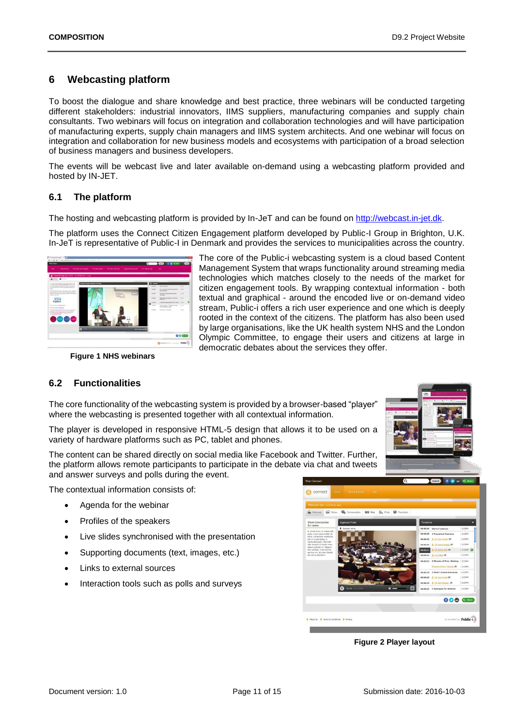# 6 Webcasting platform

To boost the dialogue and share knowledge and best practice, three webinars will be conducted targeting different stakeholders: industrial innovators, IIMS suppliers, manufacturing companies and supply chain consultants. Two webinars will focus on integration and collaboration technologies and will have participation of manufacturing experts, supply chain managers and IIMS system architects. And one webinar will focus on integration and collaboration for new business models and ecosystems with participation of a broad selection of business managers and business developers.

The events will be webcast live and later available on-demand using a webcasting platform provided and hosted by IN-JET.

## 6.1 The platform

The hosting and webcasting platform is provided by In-JeT and can be found on http://webcast.in-jet.dk.

The platform uses the Connect Citizen Engagement platform developed by Public-I Group in Brighton, U.K. In-JeT is representative of Public-I in Denmark and provides the services to municipalities across the country.

The core of the Public-i webcasting system is a cloud based Content Management System that wraps functionality around streaming media technologies which matches closely to the needs of the market for citizen engagement tools. By wrapping contextual information - both textual and graphical - around the encoded live or on-demand video stream, Public-i offers a rich user experience and one which is deeply rooted in the context of the citizens. The platform has also been used by large organisations, like the UK health system NHS and the London Olympic Committee, to engage their users and citizens at large in democratic debates about the services they offer.

**Figure 1 NHS webinars**

## 6.2 Functionalities

The core functionality of the webcasting system is provided by a browser-based "player" where the webcasting is presented together with all contextual information.

The player is developed in responsive HTML-5 design that allows it to be used on a variety of hardware platforms such as PC, tablet and phones.

The content can be shared directly on social media like Facebook and Twitter. Further, the platform allows remote participants to participate in the debate via chat and tweets and answer surveys and polls during the event.

The contextual information consists of:

- Agenda for the webinar
- Profiles of the speakers
- Live slides synchronised with the presentation
- Supporting documents (text, images, etc.)
- Links to external sources
- Interaction tools such as polls and surveys

**Figure 2 Player layout**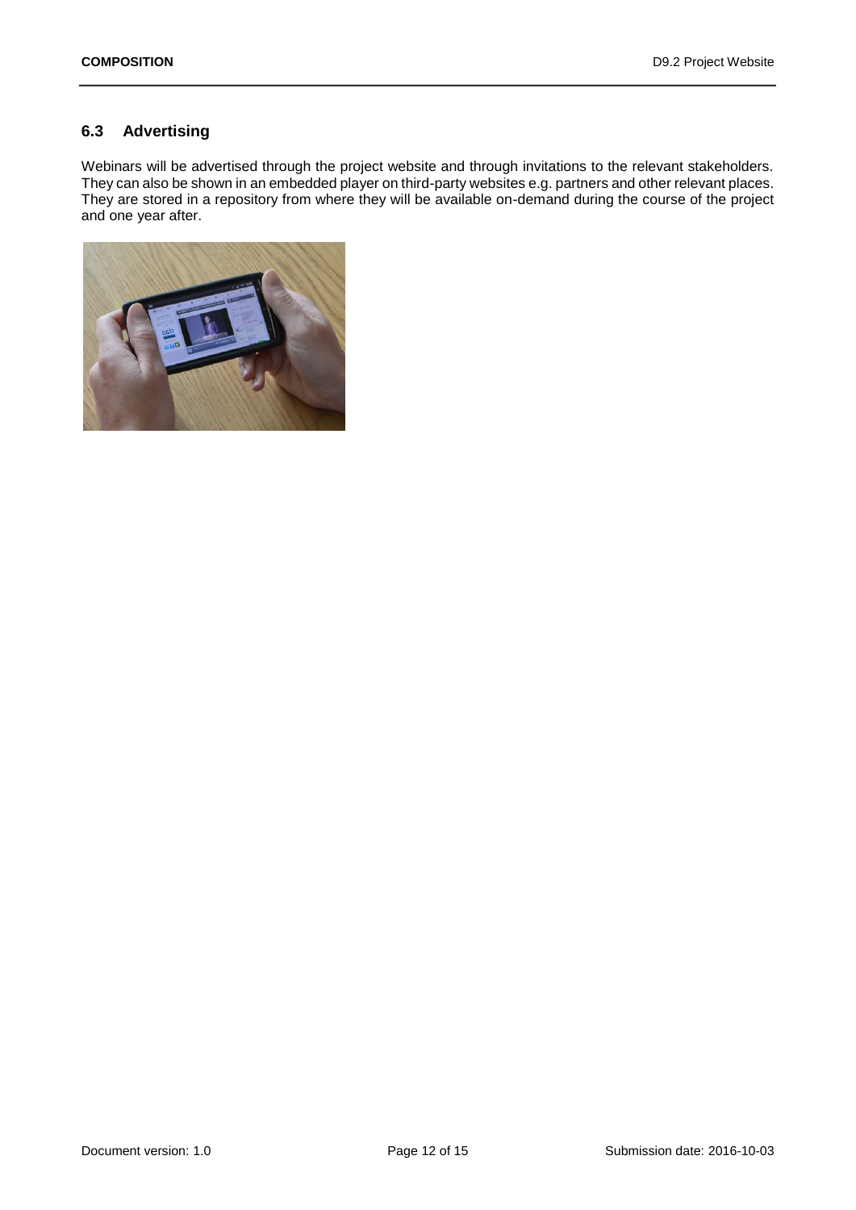## 6.3 Advertising

Webinars will be advertised through the project website and through invitations to the relevant stakeholders. They can also be shown in an embedded player on third-party websites e.g. partners and other relevant places. They are stored in a repository from where they will be available on-demand during the course of the project and one year after.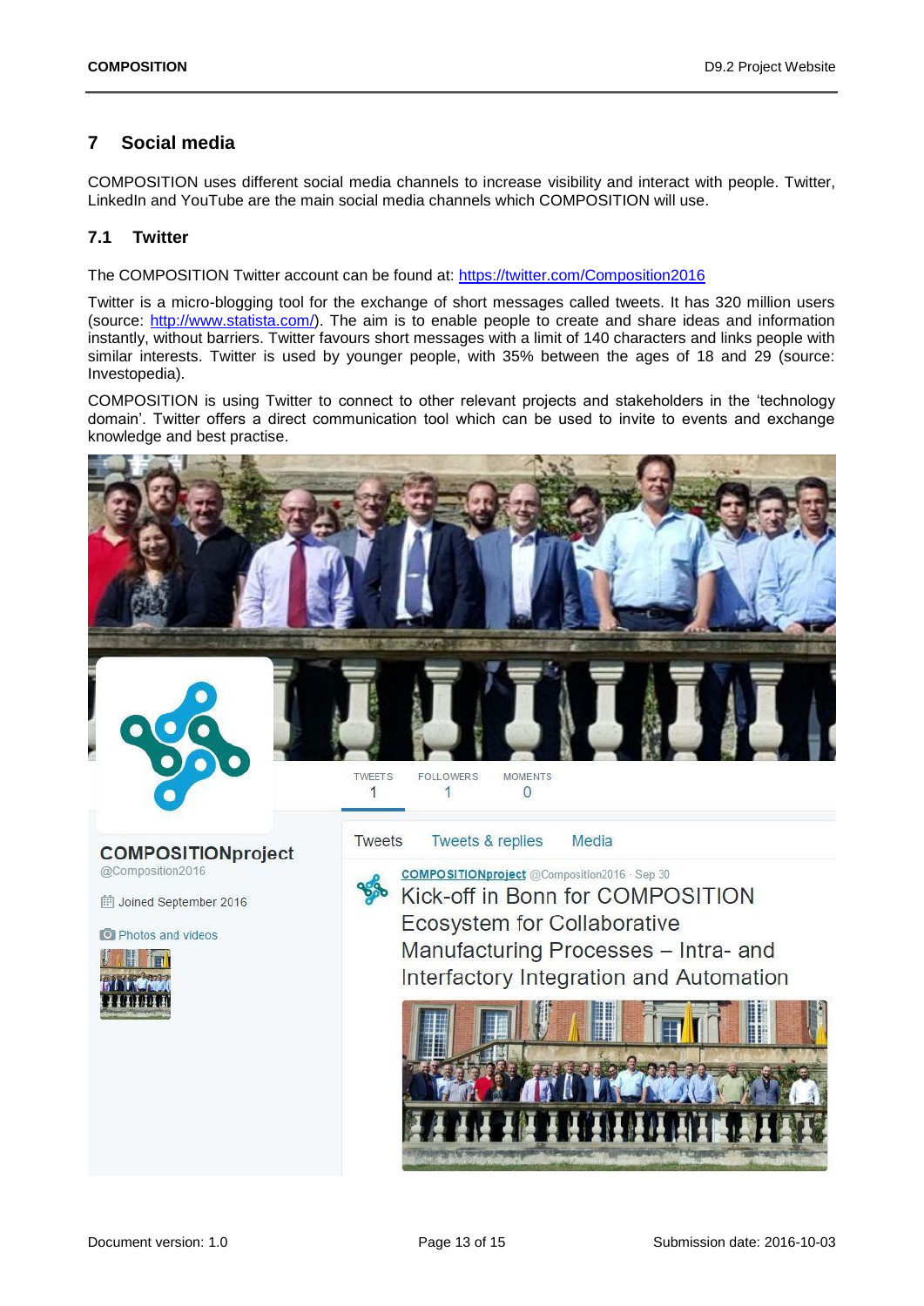# 7 Social media

COMPOSITION uses different social media channels to increase visibility and interact with people. Twitter, LinkedIn and YouTube are the main social media channels which COMPOSITION will use.

## 7.1 Twitter

The COMPOSITION Twitter account can be found at: https://twitter.com/Composition2016

Twitter is a micro-blogging tool for the exchange of short messages called tweets. It has 320 million users (source: http://www.statista.com/). The aim is to enable people to create and share ideas and information instantly, without barriers. Twitter favours short messages with a limit of 140 characters and links people with similar interests. Twitter is used by younger people, with 35% between the ages of 18 and 29 (source: Investopedia).

COMPOSITION is using Twitter to connect to other relevant projects and stakeholders in the 'technology domain'. Twitter offers a direct communication tool which can be used to invite to events and exchange knowledge and best practise.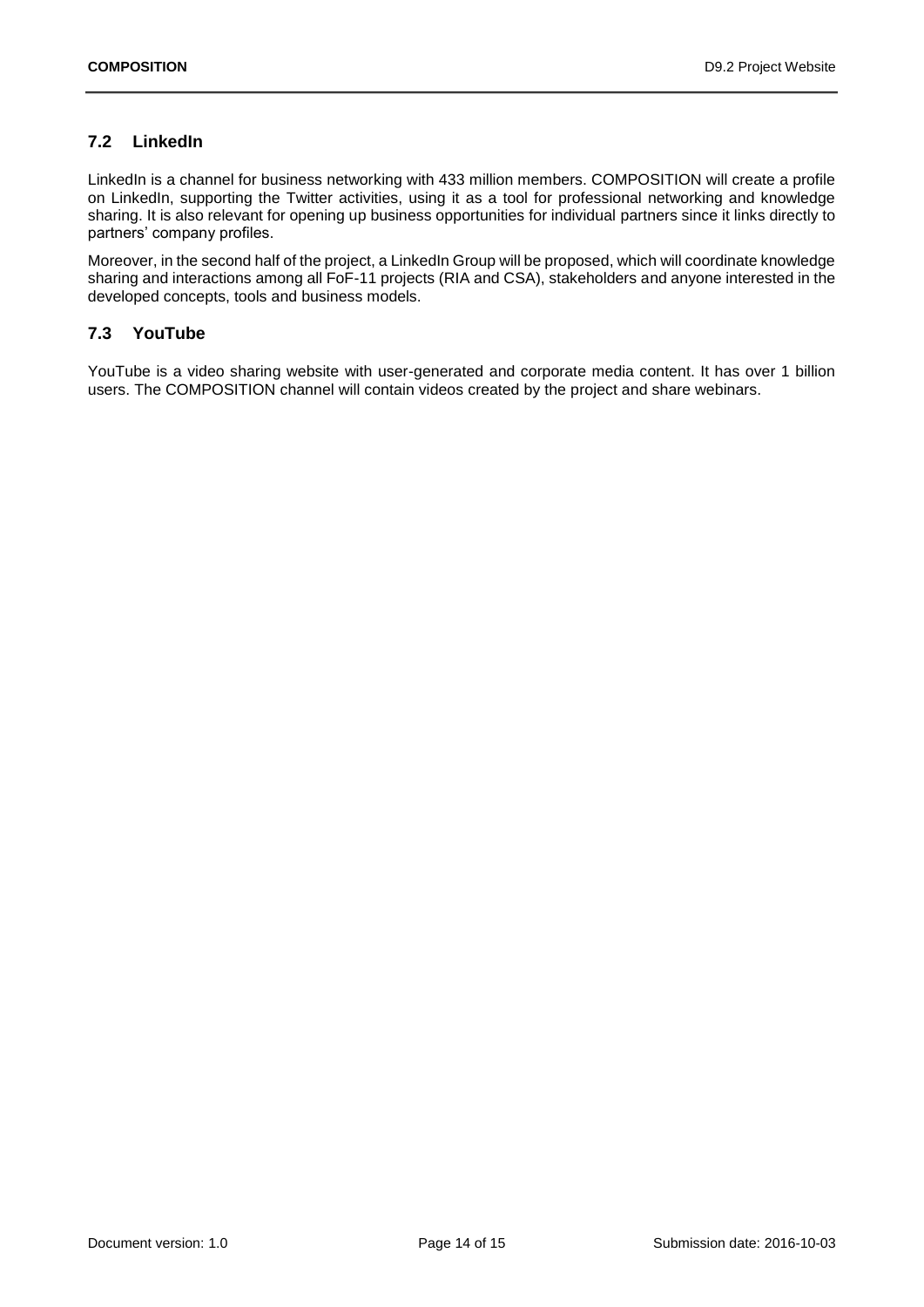## 7.2 LinkedIn

LinkedIn is a channel for business networking with 433 million members. COMPOSITION will create a profile on LinkedIn, supporting the Twitter activities, using it as a tool for professional networking and knowledge sharing. It is also relevant for opening up business opportunities for individual partners since it links directly to partners' company profiles.

Moreover, in the second half of the project, a LinkedIn Group will be proposed, which will coordinate knowledge sharing and interactions among all FoF-11 projects (RIA and CSA), stakeholders and anyone interested in the developed concepts, tools and business models.

## 7.3 YouTube

YouTube is a video sharing website with user-generated and corporate media content. It has over 1 billion users. The COMPOSITION channel will contain videos created by the project and share webinars.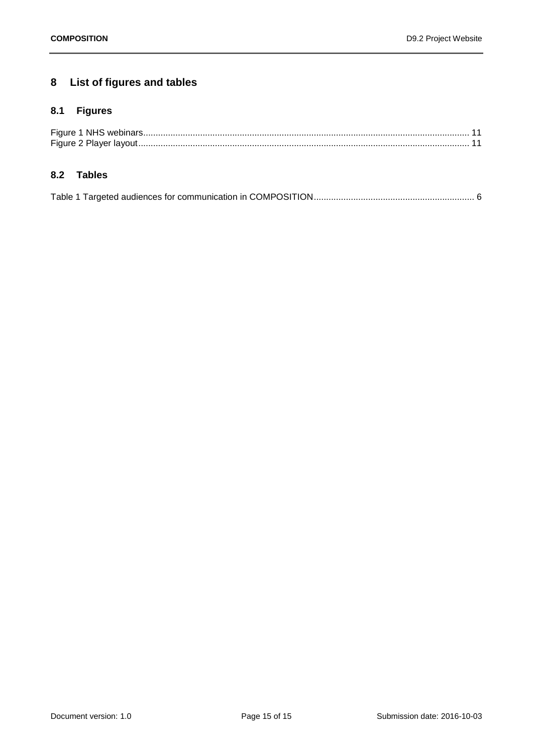# 8 List of figures and tables

## 8.1 Figures

Figure 1 NHS webinars........................................................................................................................................ 11
Figure 2 Player layout.......................................................................................................................................... 11

## 8.2 Tables

Table 1 Targeted audiences for communication in COMPOSITION................................................................ 6